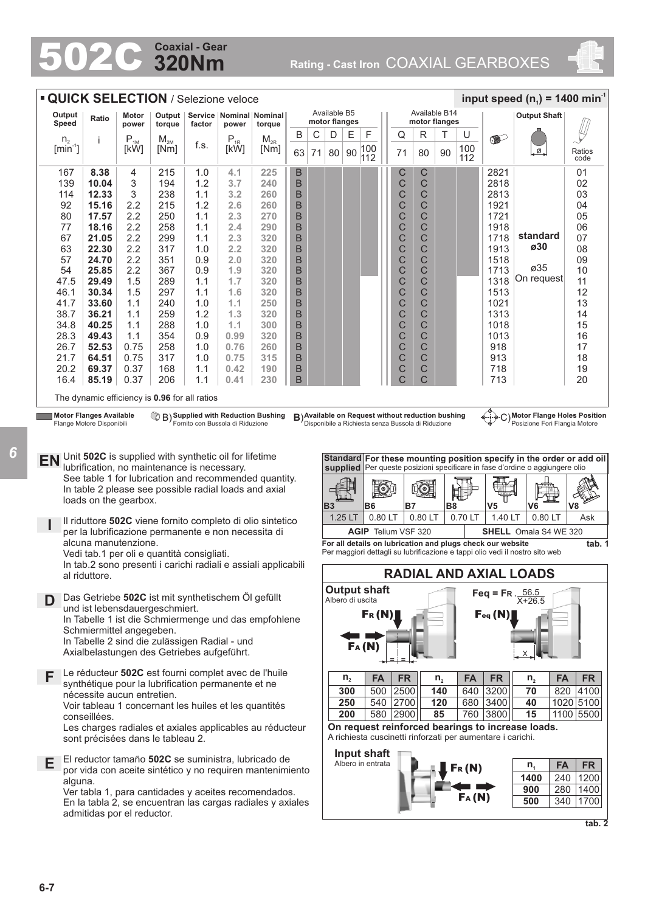# 502C Coaxial - Gear 320Nm

Rating - Cast Iron COAXIAL GEARBOXES

## QUICK SELECTION / Selezione veloce

input speed ($n_1$) = 1400 $min^{-1}$

| Output Speed $n_2$ [$min^{-1}$] | Ratio i | Motor power $P_{1M}$ [kW] | Output torque $M_{2M}$ [Nm] | Service factor f.s. | Nominal power $P_{1R}$ [kW] | Nominal torque $M_{2R}$ [Nm] | Available B5 motor flanges B 63 | C 71 | D 80 | E 90 | F 100 112 | Available B14 motor flanges Q 71 | R 80 | T 90 | U 100 112 | | Output Shaft | Ratios code |
|---|---|---|---|---|---|---|---|---|---|---|---|---|---|---|---|---|---|---|
| 167 | **8.38** | 4 | 215 | 1.0 | **4.1** | **225** | B | | | | | C | C | | | 2821 | | 01 |
| 139 | **10.04** | 3 | 194 | 1.2 | **3.7** | **240** | B | | | | | C | C | | | 2818 | | 02 |
| 114 | **12.33** | 3 | 238 | 1.1 | **3.2** | **260** | B | | | | | C | C | | | 2813 | | 03 |
| 92 | **15.16** | 2.2 | 215 | 1.2 | **2.6** | **260** | B | | | | | C | C | | | 1921 | | 04 |
| 80 | **17.57** | 2.2 | 250 | 1.1 | **2.3** | **270** | B | | | | | C | C | | | 1721 | | 05 |
| 77 | **18.16** | 2.2 | 258 | 1.1 | **2.4** | **290** | B | | | | | C | C | | | 1918 | | 06 |
| 67 | **21.05** | 2.2 | 299 | 1.1 | **2.3** | **320** | B | | | | | C | C | | | 1718 | **standard** | 07 |
| 63 | **22.30** | 2.2 | 317 | 1.0 | **2.2** | **320** | B | | | | | C | C | | | 1913 | **ø30** | 08 |
| 57 | **24.70** | 2.2 | 351 | 0.9 | **2.0** | **320** | B | | | | | C | C | | | 1518 | | 09 |
| 54 | **25.85** | 2.2 | 367 | 0.9 | **1.9** | **320** | B | | | | | C | C | | | 1713 | ø35 | 10 |
| 47.5 | **29.49** | 1.5 | 289 | 1.1 | **1.7** | **320** | B | | | | | C | C | | | 1318 | On request | 11 |
| 46.1 | **30.34** | 1.5 | 297 | 1.1 | **1.6** | **320** | B | | | | | C | C | | | 1513 | | 12 |
| 41.7 | **33.60** | 1.1 | 240 | 1.0 | **1.1** | **250** | B | | | | | C | C | | | 1021 | | 13 |
| 38.7 | **36.21** | 1.1 | 259 | 1.2 | **1.3** | **320** | B | | | | | C | C | | | 1313 | | 14 |
| 34.8 | **40.25** | 1.1 | 288 | 1.0 | **1.1** | **300** | B | | | | | C | C | | | 1018 | | 15 |
| 28.3 | **49.43** | 1.1 | 354 | 0.9 | **0.99** | **320** | B | | | | | C | C | | | 1013 | | 16 |
| 26.7 | **52.53** | 0.75 | 258 | 1.0 | **0.76** | **260** | B | | | | | C | C | | | 918 | | 17 |
| 21.7 | **64.51** | 0.75 | 317 | 1.0 | **0.75** | **315** | B | | | | | C | C | | | 913 | | 18 |
| 20.2 | **69.37** | 0.37 | 168 | 1.1 | **0.42** | **190** | B | | | | | C | C | | | 718 | | 19 |
| 16.4 | **85.19** | 0.37 | 206 | 1.1 | **0.41** | **230** | B | | | | | C | C | | | 713 | | 20 |

The dynamic efficiency is **0.96** for all ratios

**Motor Flanges Available** / Flange Motore Disponibili — B) **Supplied with Reduction Bushing** / Fornito con Bussola di Riduzione — B) **Available on Request without reduction bushing** / Disponibile a Richiesta senza Bussola di Riduzione — C) **Motor Flange Holes Position** / Posizione Fori Flangia Motore

**EN** Unit **502C** is supplied with synthetic oil for lifetime lubrification, no maintenance is necessary.
See table 1 for lubrication and recommended quantity.
In table 2 please see possible radial loads and axial loads on the gearbox.

**I** Il riduttore **502C** viene fornito completo di olio sintetico per la lubrificazione permanente e non necessita di alcuna manutenzione.
Vedi tab.1 per oli e quantità consigliati.
In tab.2 sono presenti i carichi radiali e assiali applicabili al riduttore.

**D** Das Getriebe **502C** ist mit synthetischem Öl gefüllt und ist lebensdauergeschmiert.
In Tabelle 1 ist die Schmiermenge und das empfohlene Schmiermittel angegeben.
In Tabelle 2 sind die zulässigen Radial - und Axialbelastungen des Getriebes aufgeführt.

**F** Le réducteur **502C** est fourni complet avec de l'huile synthétique pour la lubrification permanente et ne nécessite aucun entretien.
Voir tableau 1 concernant les huiles et les quantités conseillées.
Les charges radiales et axiales applicables au réducteur sont précisées dans le tableau 2.

**E** El reductor tamaño **502C** se suministra, lubricado de por vida con aceite sintético y no requiren mantenimiento alguna.
Ver tabla 1, para cantidades y aceites recomendados.
En la tabla 2, se encuentran las cargas radiales y axiales admitidas por el reductor.

| **Standard supplied** B3 | **For these mounting position specify in the order or add oil** / Per queste posizioni specificare in fase d'ordine o aggiungere olio B6 | B7 | B8 | V5 | V6 | V8 |
|---|---|---|---|---|---|---|
| 1.25 LT | 0.80 LT | 0.80 LT | 0.70 LT | 1.40 LT | 0.80 LT | Ask |
| **AGIP** Telium VSF 320 | | | | **SHELL** Omala S4 WE 320 | | |

**For all details on lubrication and plugs check our website** — **tab. 1**
Per maggiori dettagli su lubrificazione e tappi olio vedi il nostro sito web

## RADIAL AND AXIAL LOADS

**Output shaft** / Albero di uscita

$$F_{eq} = F_R \cdot \frac{56.5}{X+26.5}$$

| $n_2$ | FA | FR | $n_2$ | FA | FR | $n_2$ | FA | FR |
|---|---|---|---|---|---|---|---|---|
| **300** | 500 | 2500 | **140** | 640 | 3200 | **70** | 820 | 4100 |
| **250** | 540 | 2700 | **120** | 680 | 3400 | **40** | 1020 | 5100 |
| **200** | 580 | 2900 | **85** | 760 | 3800 | **15** | 1100 | 5500 |

**On request reinforced bearings to increase loads.**
A richiesta cuscinetti rinforzati per aumentare i carichi.

**Input shaft** / Albero in entrata

| $n_1$ | FA | FR |
|---|---|---|
| **1400** | 240 | 1200 |
| **900** | 280 | 1400 |
| **500** | 340 | 1700 |

**tab. 2**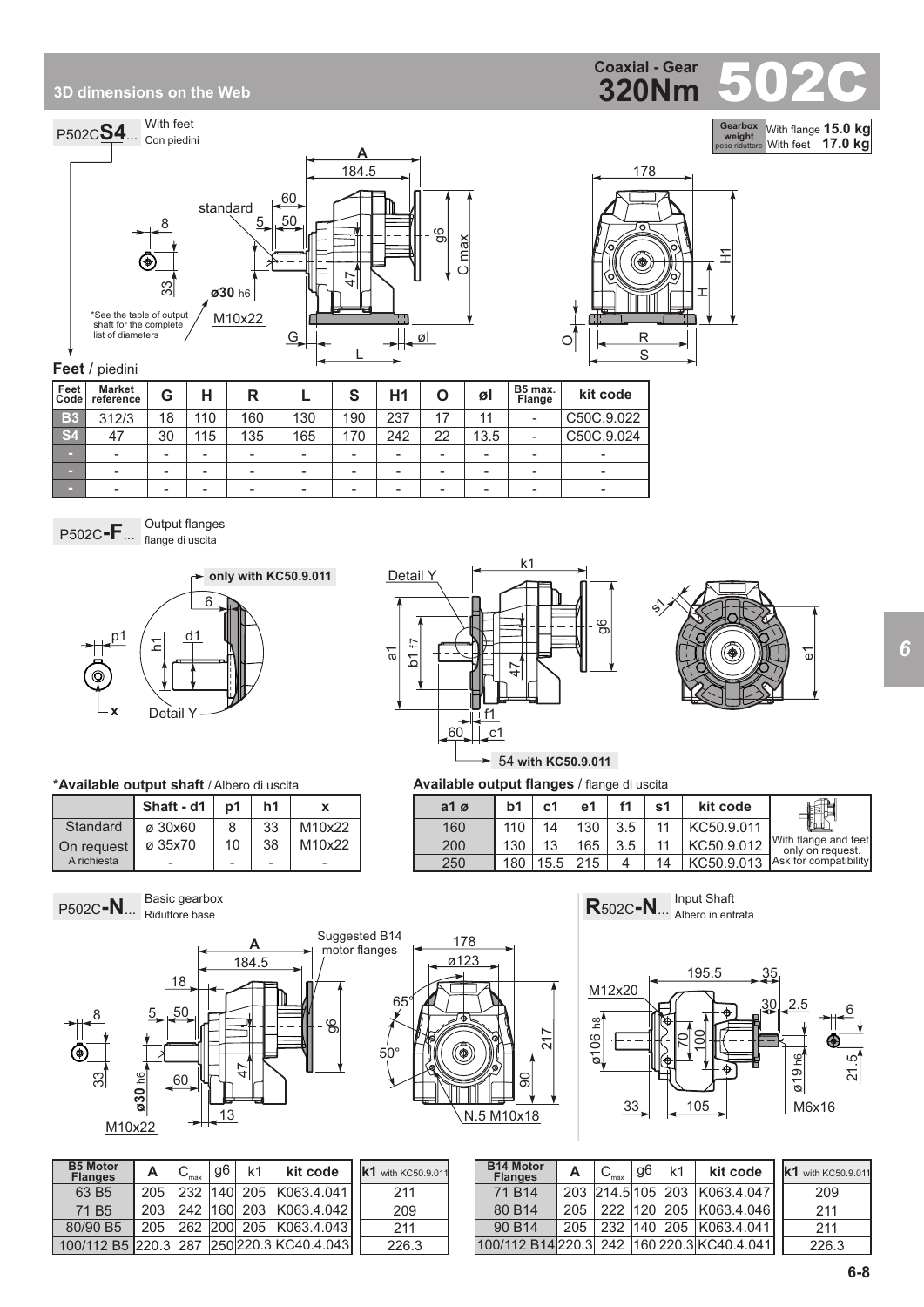3D dimensions on the Web

# Coaxial - Gear 320Nm 502C

| Gearbox weight / peso riduttore | |
|---|---|
| With flange | 15.0 kg |
| With feet | 17.0 kg |

## P502C**S4**... With feet / Con piedini

A
184.5
60
standard
5
50
8
33
ø30 h6
M10x22
47
g6
C max
G
L
øl
178
H1
H
O
R
S

*See the table of output shaft for the complete list of diameters

**Feet** / piedini

| Feet Code | Market reference | G | H | R | L | S | H1 | O | øl | B5 max. Flange | kit code |
|---|---|---|---|---|---|---|---|---|---|---|---|
| B3 | 312/3 | 18 | 110 | 160 | 130 | 190 | 237 | 17 | 11 | - | C50C.9.022 |
| S4 | 47 | 30 | 115 | 135 | 165 | 170 | 242 | 22 | 13.5 | - | C50C.9.024 |
| - | - | - | - | - | - | - | - | - | - | - | - |
| - | - | - | - | - | - | - | - | - | - | - | - |
| - | - | - | - | - | - | - | - | - | - | - | - |

## P502C**-F**... Output flanges / flange di uscita

only with KC50.9.011
6
p1
h1
d1
x
Detail Y
k1
a1
b1 f7
47
g6
f1
60
c1
54 with KC50.9.011
s1
e1

**\*Available output shaft** / Albero di uscita

| | Shaft - d1 | p1 | h1 | x |
|---|---|---|---|---|
| Standard | ø 30x60 | 8 | 33 | M10x22 |
| On request / A richiesta | ø 35x70 | 10 | 38 | M10x22 |
| | - | - | - | - |

**Available output flanges** / flange di uscita

| a1 ø | b1 | c1 | e1 | f1 | s1 | kit code | |
|---|---|---|---|---|---|---|---|
| 160 | 110 | 14 | 130 | 3.5 | 11 | KC50.9.011 | With flange and feet only on request. Ask for compatibility |
| 200 | 130 | 13 | 165 | 3.5 | 11 | KC50.9.012 | |
| 250 | 180 | 15.5 | 215 | 4 | 14 | KC50.9.013 | |

## P502C**-N**... Basic gearbox / Riduttore base

A
184.5
18
Suggested B14 motor flanges
5
50
8
33
ø30 h6
60
47
g6
13
M10x22
178
ø123
65°
50°
217
90
N.5 M10x18

## **R**502C**-N**... Input Shaft / Albero in entrata

195.5
35
M12x20
30
2.5
6
ø106 h8
70
100
ø19 h6
21.5
33
105
M6x16

| B5 Motor Flanges | A | $C_{max}$ | g6 | k1 | kit code | k1 with KC50.9.011 |
|---|---|---|---|---|---|---|
| 63 B5 | 205 | 232 | 140 | 205 | K063.4.041 | 211 |
| 71 B5 | 203 | 242 | 160 | 203 | K063.4.042 | 209 |
| 80/90 B5 | 205 | 262 | 200 | 205 | K063.4.043 | 211 |
| 100/112 B5 | 220.3 | 287 | 250 | 220.3 | KC40.4.043 | 226.3 |

| B14 Motor Flanges | A | $C_{max}$ | g6 | k1 | kit code | k1 with KC50.9.011 |
|---|---|---|---|---|---|---|
| 71 B14 | 203 | 214.5 | 105 | 203 | K063.4.047 | 209 |
| 80 B14 | 205 | 222 | 120 | 205 | K063.4.046 | 211 |
| 90 B14 | 205 | 232 | 140 | 205 | K063.4.041 | 211 |
| 100/112 B14 | 220.3 | 242 | 160 | 220.3 | KC40.4.041 | 226.3 |